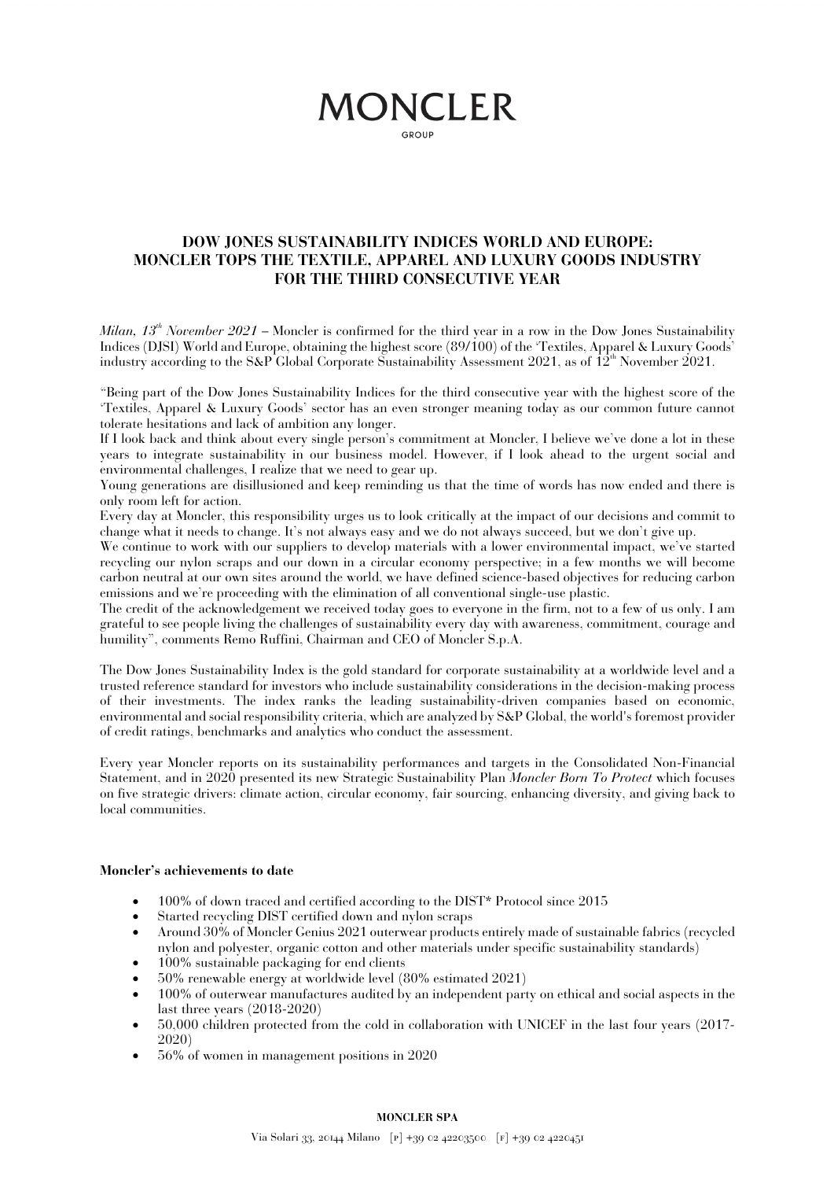# MONCLER

GROUP

## DOW JONES SUSTAINABILITY INDICES WORLD AND EUROPE: MONCLER TOPS THE TEXTILE, APPAREL AND LUXURY GOODS INDUSTRY FOR THE THIRD CONSECUTIVE YEAR

*Milan, 13th November 2021* – Moncler is confirmed for the third year in a row in the Dow Jones Sustainability Indices (DJSI) World and Europe, obtaining the highest score (89/100) of the 'Textiles, Apparel & Luxury Goods' industry according to the S&P Global Corporate Sustainability Assessment 2021, as of 12th November 2021.

"Being part of the Dow Jones Sustainability Indices for the third consecutive year with the highest score of the 'Textiles, Apparel & Luxury Goods' sector has an even stronger meaning today as our common future cannot tolerate hesitations and lack of ambition any longer.

If I look back and think about every single person's commitment at Moncler, I believe we've done a lot in these years to integrate sustainability in our business model. However, if I look ahead to the urgent social and environmental challenges, I realize that we need to gear up.

Young generations are disillusioned and keep reminding us that the time of words has now ended and there is only room left for action.

Every day at Moncler, this responsibility urges us to look critically at the impact of our decisions and commit to change what it needs to change. It's not always easy and we do not always succeed, but we don't give up.

We continue to work with our suppliers to develop materials with a lower environmental impact, we've started recycling our nylon scraps and our down in a circular economy perspective; in a few months we will become carbon neutral at our own sites around the world, we have defined science-based objectives for reducing carbon emissions and we're proceeding with the elimination of all conventional single-use plastic.

The credit of the acknowledgement we received today goes to everyone in the firm, not to a few of us only. I am grateful to see people living the challenges of sustainability every day with awareness, commitment, courage and humility", comments Remo Ruffini, Chairman and CEO of Moncler S.p.A.

The Dow Jones Sustainability Index is the gold standard for corporate sustainability at a worldwide level and a trusted reference standard for investors who include sustainability considerations in the decision-making process of their investments. The index ranks the leading sustainability-driven companies based on economic, environmental and social responsibility criteria, which are analyzed by S&P Global, the world's foremost provider of credit ratings, benchmarks and analytics who conduct the assessment.

Every year Moncler reports on its sustainability performances and targets in the Consolidated Non-Financial Statement, and in 2020 presented its new Strategic Sustainability Plan *Moncler Born To Protect* which focuses on five strategic drivers: climate action, circular economy, fair sourcing, enhancing diversity, and giving back to local communities.

**Moncler's achievements to date**

- 100% of down traced and certified according to the DIST* Protocol since 2015
- Started recycling DIST certified down and nylon scraps
- Around 30% of Moncler Genius 2021 outerwear products entirely made of sustainable fabrics (recycled nylon and polyester, organic cotton and other materials under specific sustainability standards)
- 100% sustainable packaging for end clients
- 50% renewable energy at worldwide level (80% estimated 2021)
- 100% of outerwear manufactures audited by an independent party on ethical and social aspects in the last three years (2018-2020)
- 50,000 children protected from the cold in collaboration with UNICEF in the last four years (2017-2020)
- 56% of women in management positions in 2020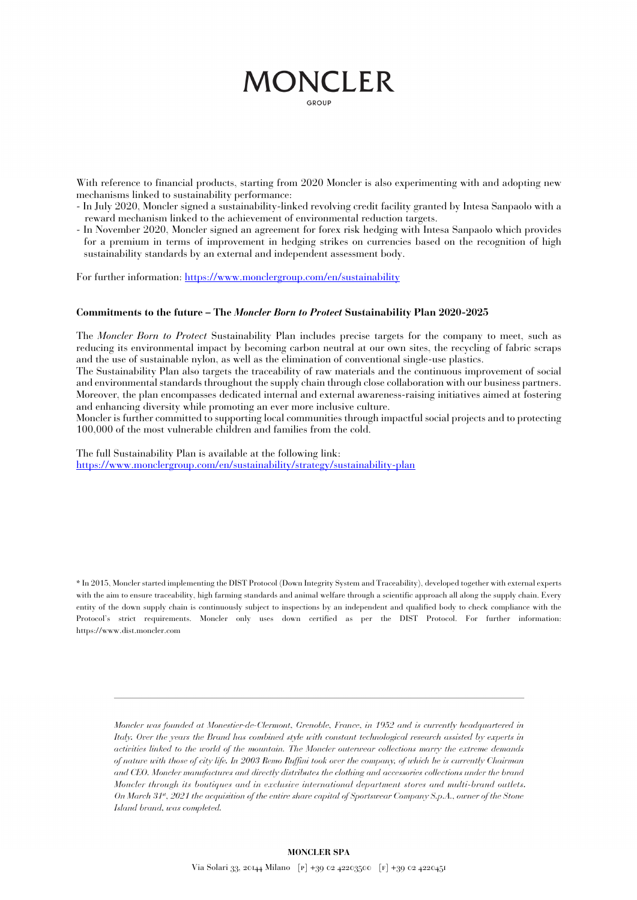With reference to financial products, starting from 2020 Moncler is also experimenting with and adopting new mechanisms linked to sustainability performance:

- In July 2020, Moncler signed a sustainability-linked revolving credit facility granted by Intesa Sanpaolo with a reward mechanism linked to the achievement of environmental reduction targets.
- In November 2020, Moncler signed an agreement for forex risk hedging with Intesa Sanpaolo which provides for a premium in terms of improvement in hedging strikes on currencies based on the recognition of high sustainability standards by an external and independent assessment body.

For further information: https://www.monclergroup.com/en/sustainability

**Commitments to the future – The *Moncler Born to Protect* Sustainability Plan 2020-2025**

The *Moncler Born to Protect* Sustainability Plan includes precise targets for the company to meet, such as reducing its environmental impact by becoming carbon neutral at our own sites, the recycling of fabric scraps and the use of sustainable nylon, as well as the elimination of conventional single-use plastics.
The Sustainability Plan also targets the traceability of raw materials and the continuous improvement of social and environmental standards throughout the supply chain through close collaboration with our business partners.
Moreover, the plan encompasses dedicated internal and external awareness-raising initiatives aimed at fostering and enhancing diversity while promoting an ever more inclusive culture.
Moncler is further committed to supporting local communities through impactful social projects and to protecting 100,000 of the most vulnerable children and families from the cold.

The full Sustainability Plan is available at the following link:
https://www.monclergroup.com/en/sustainability/strategy/sustainability-plan

* In 2015, Moncler started implementing the DIST Protocol (Down Integrity System and Traceability), developed together with external experts with the aim to ensure traceability, high farming standards and animal welfare through a scientific approach all along the supply chain. Every entity of the down supply chain is continuously subject to inspections by an independent and qualified body to check compliance with the Protocol's strict requirements. Moncler only uses down certified as per the DIST Protocol. For further information: https://www.dist.moncler.com

---

*Moncler was founded at Monestier-de-Clermont, Grenoble, France, in 1952 and is currently headquartered in Italy. Over the years the Brand has combined style with constant technological research assisted by experts in activities linked to the world of the mountain. The Moncler outerwear collections marry the extreme demands of nature with those of city life. In 2003 Remo Ruffini took over the company, of which he is currently Chairman and CEO. Moncler manufactures and directly distributes the clothing and accessories collections under the brand Moncler through its boutiques and in exclusive international department stores and multi-brand outlets. On March 31st, 2021 the acquisition of the entire share capital of Sportswear Company S.p.A., owner of the Stone Island brand, was completed.*